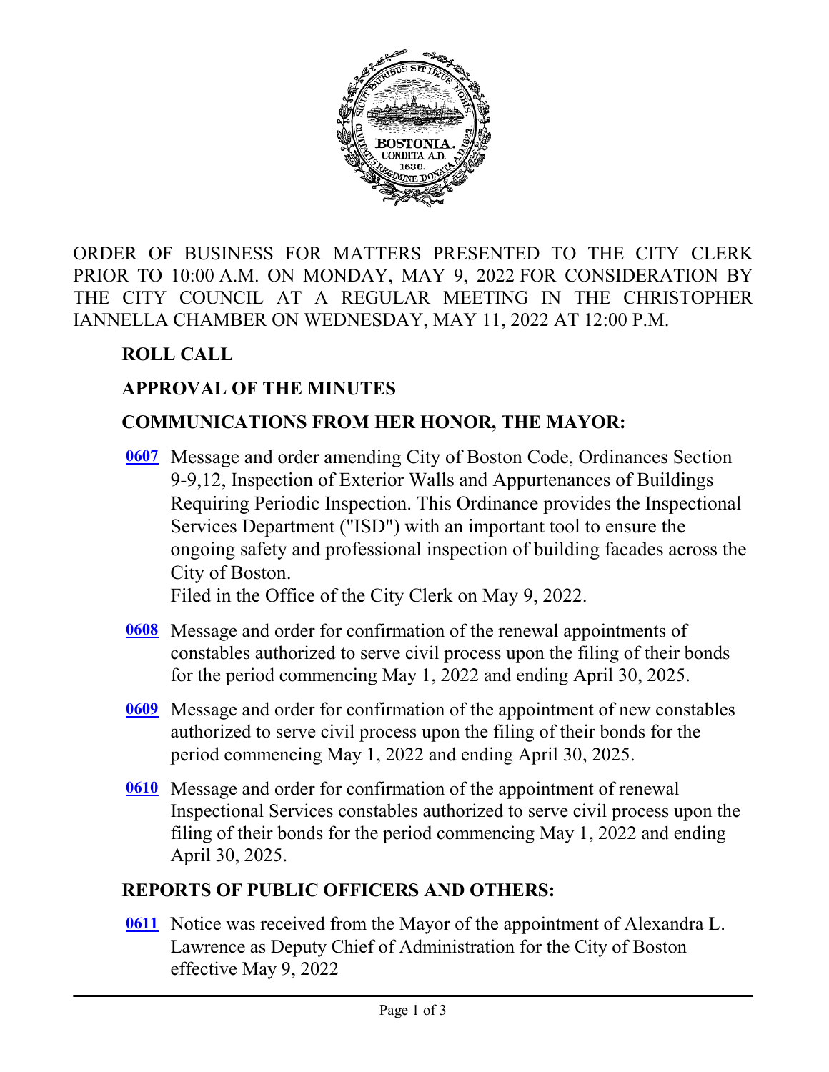ORDER OF BUSINESS FOR MATTERS PRESENTED TO THE CITY CLERK PRIOR TO 10:00 A.M. ON MONDAY, MAY 9, 2022 FOR CONSIDERATION BY THE CITY COUNCIL AT A REGULAR MEETING IN THE CHRISTOPHER IANNELLA CHAMBER ON WEDNESDAY, MAY 11, 2022 AT 12:00 P.M.

**ROLL CALL**

**APPROVAL OF THE MINUTES**

**COMMUNICATIONS FROM HER HONOR, THE MAYOR:**

**0607** Message and order amending City of Boston Code, Ordinances Section 9-9,12, Inspection of Exterior Walls and Appurtenances of Buildings Requiring Periodic Inspection. This Ordinance provides the Inspectional Services Department ("ISD") with an important tool to ensure the ongoing safety and professional inspection of building facades across the City of Boston.
Filed in the Office of the City Clerk on May 9, 2022.

**0608** Message and order for confirmation of the renewal appointments of constables authorized to serve civil process upon the filing of their bonds for the period commencing May 1, 2022 and ending April 30, 2025.

**0609** Message and order for confirmation of the appointment of new constables authorized to serve civil process upon the filing of their bonds for the period commencing May 1, 2022 and ending April 30, 2025.

**0610** Message and order for confirmation of the appointment of renewal Inspectional Services constables authorized to serve civil process upon the filing of their bonds for the period commencing May 1, 2022 and ending April 30, 2025.

**REPORTS OF PUBLIC OFFICERS AND OTHERS:**

**0611** Notice was received from the Mayor of the appointment of Alexandra L. Lawrence as Deputy Chief of Administration for the City of Boston effective May 9, 2022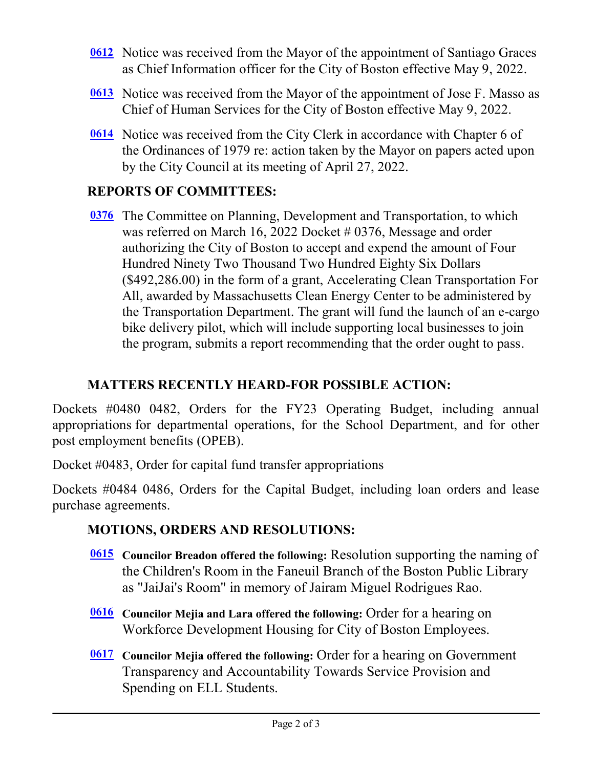**0612** Notice was received from the Mayor of the appointment of Santiago Graces as Chief Information officer for the City of Boston effective May 9, 2022.

**0613** Notice was received from the Mayor of the appointment of Jose F. Masso as Chief of Human Services for the City of Boston effective May 9, 2022.

**0614** Notice was received from the City Clerk in accordance with Chapter 6 of the Ordinances of 1979 re: action taken by the Mayor on papers acted upon by the City Council at its meeting of April 27, 2022.

## REPORTS OF COMMITTEES:

**0376** The Committee on Planning, Development and Transportation, to which was referred on March 16, 2022 Docket # 0376, Message and order authorizing the City of Boston to accept and expend the amount of Four Hundred Ninety Two Thousand Two Hundred Eighty Six Dollars ($492,286.00) in the form of a grant, Accelerating Clean Transportation For All, awarded by Massachusetts Clean Energy Center to be administered by the Transportation Department. The grant will fund the launch of an e-cargo bike delivery pilot, which will include supporting local businesses to join the program, submits a report recommending that the order ought to pass.

## MATTERS RECENTLY HEARD-FOR POSSIBLE ACTION:

Dockets #0480 0482, Orders for the FY23 Operating Budget, including annual appropriations for departmental operations, for the School Department, and for other post employment benefits (OPEB).

Docket #0483, Order for capital fund transfer appropriations

Dockets #0484 0486, Orders for the Capital Budget, including loan orders and lease purchase agreements.

## MOTIONS, ORDERS AND RESOLUTIONS:

**0615** **Councilor Breadon offered the following:** Resolution supporting the naming of the Children's Room in the Faneuil Branch of the Boston Public Library as "JaiJai's Room" in memory of Jairam Miguel Rodrigues Rao.

**0616** **Councilor Mejia and Lara offered the following:** Order for a hearing on Workforce Development Housing for City of Boston Employees.

**0617** **Councilor Mejia offered the following:** Order for a hearing on Government Transparency and Accountability Towards Service Provision and Spending on ELL Students.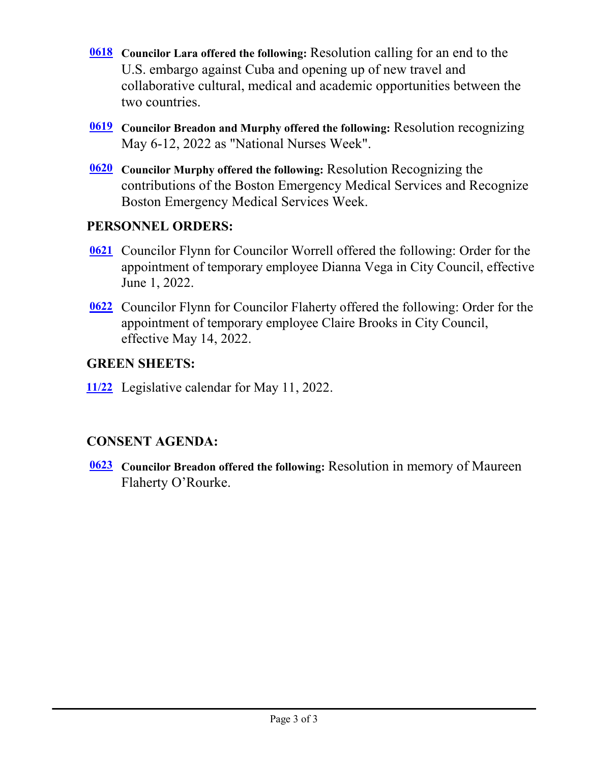**0618** **Councilor Lara offered the following:** Resolution calling for an end to the U.S. embargo against Cuba and opening up of new travel and collaborative cultural, medical and academic opportunities between the two countries.

**0619** **Councilor Breadon and Murphy offered the following:** Resolution recognizing May 6-12, 2022 as "National Nurses Week".

**0620** **Councilor Murphy offered the following:** Resolution Recognizing the contributions of the Boston Emergency Medical Services and Recognize Boston Emergency Medical Services Week.

## PERSONNEL ORDERS:

**0621** Councilor Flynn for Councilor Worrell offered the following: Order for the appointment of temporary employee Dianna Vega in City Council, effective June 1, 2022.

**0622** Councilor Flynn for Councilor Flaherty offered the following: Order for the appointment of temporary employee Claire Brooks in City Council, effective May 14, 2022.

## GREEN SHEETS:

**11/22** Legislative calendar for May 11, 2022.

## CONSENT AGENDA:

**0623** **Councilor Breadon offered the following:** Resolution in memory of Maureen Flaherty O'Rourke.